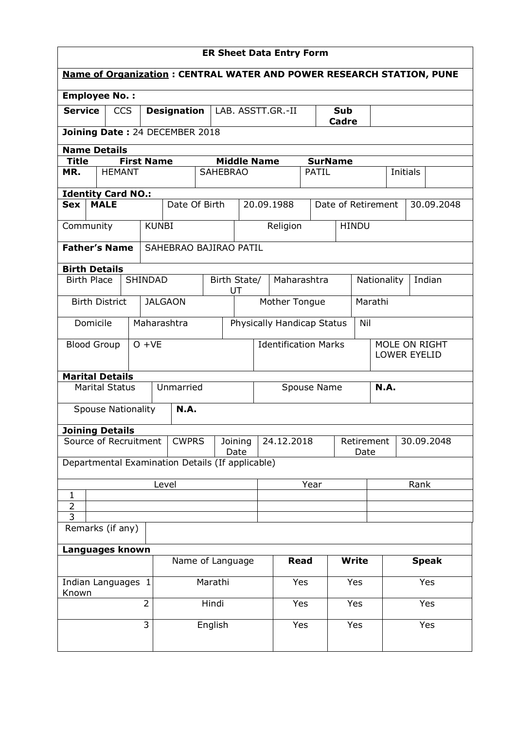# ER Sheet Data Entry Form

**Name of Organization : CENTRAL WATER AND POWER RESEARCH STATION, PUNE**

**Employee No. :**

| **Service** | CCS | **Designation** | LAB. ASSTT.GR.-II | **Sub Cadre** | |
|---|---|---|---|---|---|

**Joining Date :** 24 DECEMBER 2018

## Name Details

| **Title** | **First Name** | **Middle Name** | **SurName** | | |
|---|---|---|---|---|---|
| **MR.** | HEMANT | SAHEBRAO | PATIL | Initials | |

**Identity Card NO.:**

| **Sex** | **MALE** | Date Of Birth | 20.09.1988 | Date of Retirement | 30.09.2048 |
|---|---|---|---|---|---|
| Community | KUNBI | Religion | HINDU | | |

| **Father's Name** | SAHEBRAO BAJIRAO PATIL |
|---|---|

## Birth Details

| Birth Place | SHINDAD | Birth State/ UT | Maharashtra | Nationality | Indian |
|---|---|---|---|---|---|
| Birth District | JALGAON | Mother Tongue | Marathi | | |
| Domicile | Maharashtra | Physically Handicap Status | Nil | | |
| Blood Group | O +VE | Identification Marks | MOLE ON RIGHT LOWER EYELID | | |

## Marital Details

| Marital Status | Unmarried | Spouse Name | **N.A.** |
|---|---|---|---|
| Spouse Nationality | **N.A.** | | |

## Joining Details

| Source of Recruitment | CWPRS | Joining Date | 24.12.2018 | Retirement Date | 30.09.2048 |
|---|---|---|---|---|---|

Departmental Examination Details (If applicable)

| | Level | Year | Rank |
|---|---|---|---|
| 1 | | | |
| 2 | | | |
| 3 | | | |

| Remarks (if any) | |
|---|---|

## Languages known

| | | Name of Language | **Read** | **Write** | **Speak** |
|---|---|---|---|---|---|
| Indian Languages Known | 1 | Marathi | Yes | Yes | Yes |
| | 2 | Hindi | Yes | Yes | Yes |
| | 3 | English | Yes | Yes | Yes |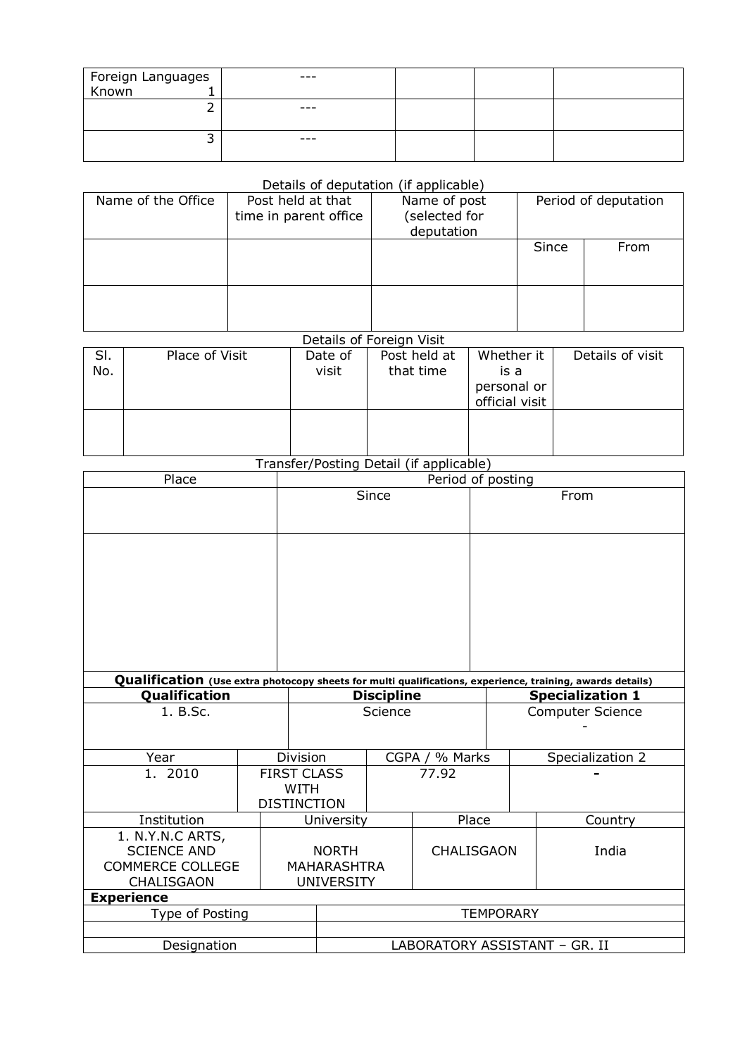| Foreign Languages Known 1 | --- | | | |
|---|---|---|---|---|
| 2 | --- | | | |
| 3 | --- | | | |

Details of deputation (if applicable)

| Name of the Office | Post held at that time in parent office | Name of post (selected for deputation | Period of deputation | |
|---|---|---|---|---|
| | | | Since | From |
| | | | | |

Details of Foreign Visit

| Sl. No. | Place of Visit | Date of visit | Post held at that time | Whether it is a personal or official visit | Details of visit |
|---|---|---|---|---|---|
| | | | | | |

Transfer/Posting Detail (if applicable)

| Place | Period of posting | |
|---|---|---|
| | Since | From |
| | | |

**Qualification** (Use extra photocopy sheets for multi qualifications, experience, training, awards details)

| Qualification | Discipline | Specialization 1 |
|---|---|---|
| 1. B.Sc. | Science | Computer Science<br>- |

| Year | Division | CGPA / % Marks | Specialization 2 |
|---|---|---|---|
| 1. 2010 | FIRST CLASS WITH DISTINCTION | 77.92 | - |

| Institution | University | Place | Country |
|---|---|---|---|
| 1. N.Y.N.C ARTS, SCIENCE AND COMMERCE COLLEGE CHALISGAON | NORTH MAHARASHTRA UNIVERSITY | CHALISGAON | India |

**Experience**

| Type of Posting | TEMPORARY |
|---|---|
| | |
| Designation | LABORATORY ASSISTANT – GR. II |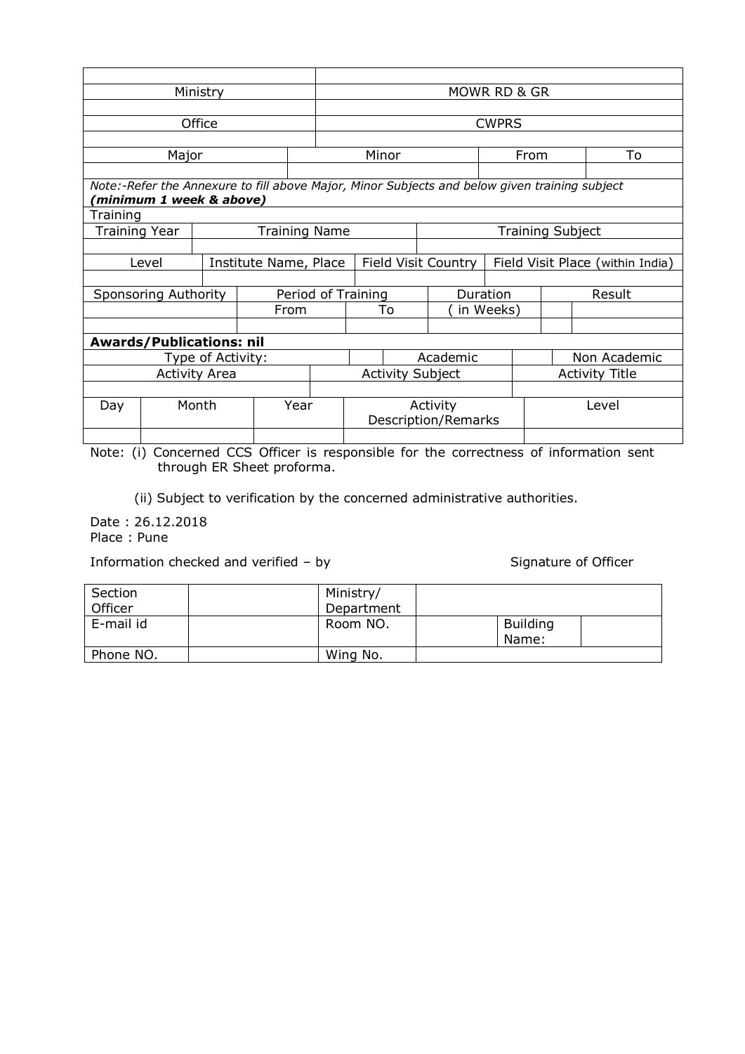| | |
|---|---|
| Ministry | MOWR RD & GR |
| | |
| Office | CWPRS |

| Major | Minor | From | To |
|---|---|---|---|
| | | | |

*Note:-Refer the Annexure to fill above Major, Minor Subjects and below given training subject* ***(minimum 1 week & above)***

Training

| Training Year | Training Name | Training Subject |
|---|---|---|
| | | |

| Level | Institute Name, Place | Field Visit Country | Field Visit Place (within India) |
|---|---|---|---|
| | | | |

| Sponsoring Authority | Period of Training | | Duration | | Result |
|---|---|---|---|---|---|
| | From | To | ( in Weeks) | | |
| | | | | | |

**Awards/Publications: nil**

| Type of Activity: | | Academic | | Non Academic |
|---|---|---|---|---|
| Activity Area | Activity Subject | | Activity Title | |
| | | | | |

| Day | Month | Year | Activity Description/Remarks | Level |
|---|---|---|---|---|
| | | | | |

Note: (i) Concerned CCS Officer is responsible for the correctness of information sent through ER Sheet proforma.

(ii) Subject to verification by the concerned administrative authorities.

Date : 26.12.2018
Place : Pune

Information checked and verified – by

Signature of Officer

| | | | | | |
|---|---|---|---|---|---|
| Section Officer | | Ministry/ Department | | | |
| E-mail id | | Room NO. | | Building Name: | |
| Phone NO. | | Wing No. | | | |